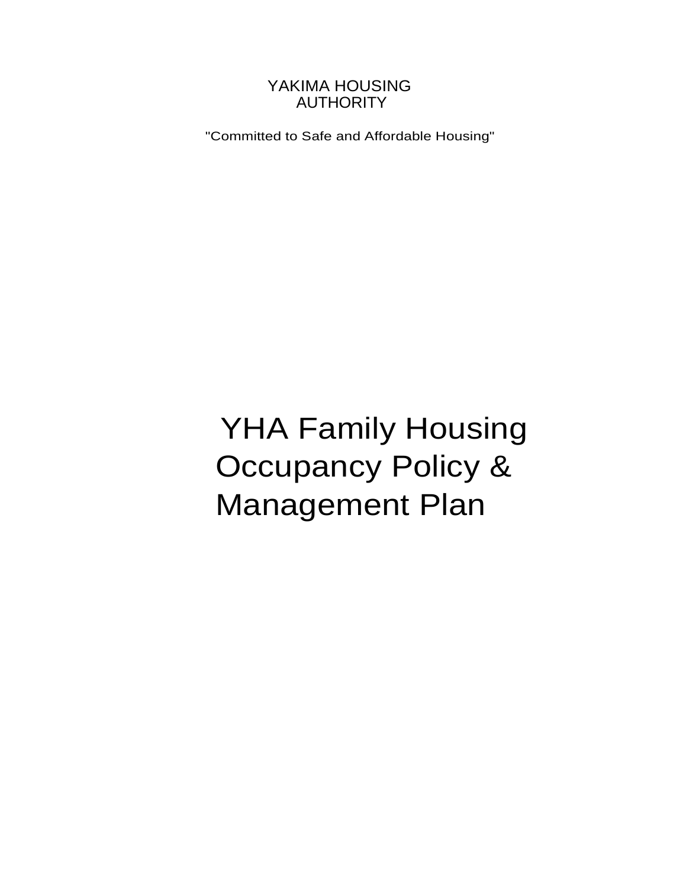YAKIMA HOUSING AUTHORITY

"Committed to Safe and Affordable Housing"

# YHA Family Housing Occupancy Policy & Management Plan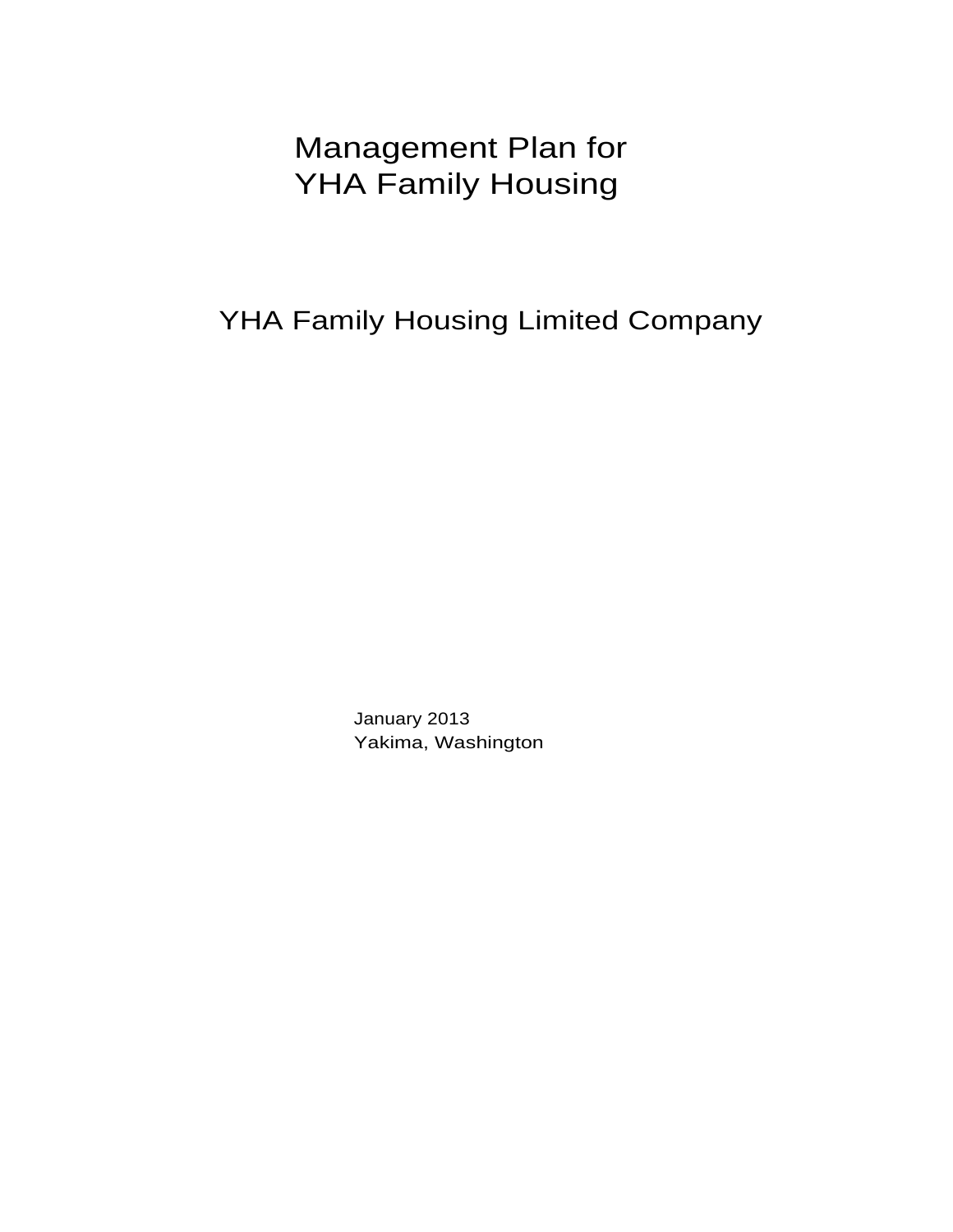# Management Plan for YHA Family Housing

## YHA Family Housing Limited Company

January 2013
Yakima, Washington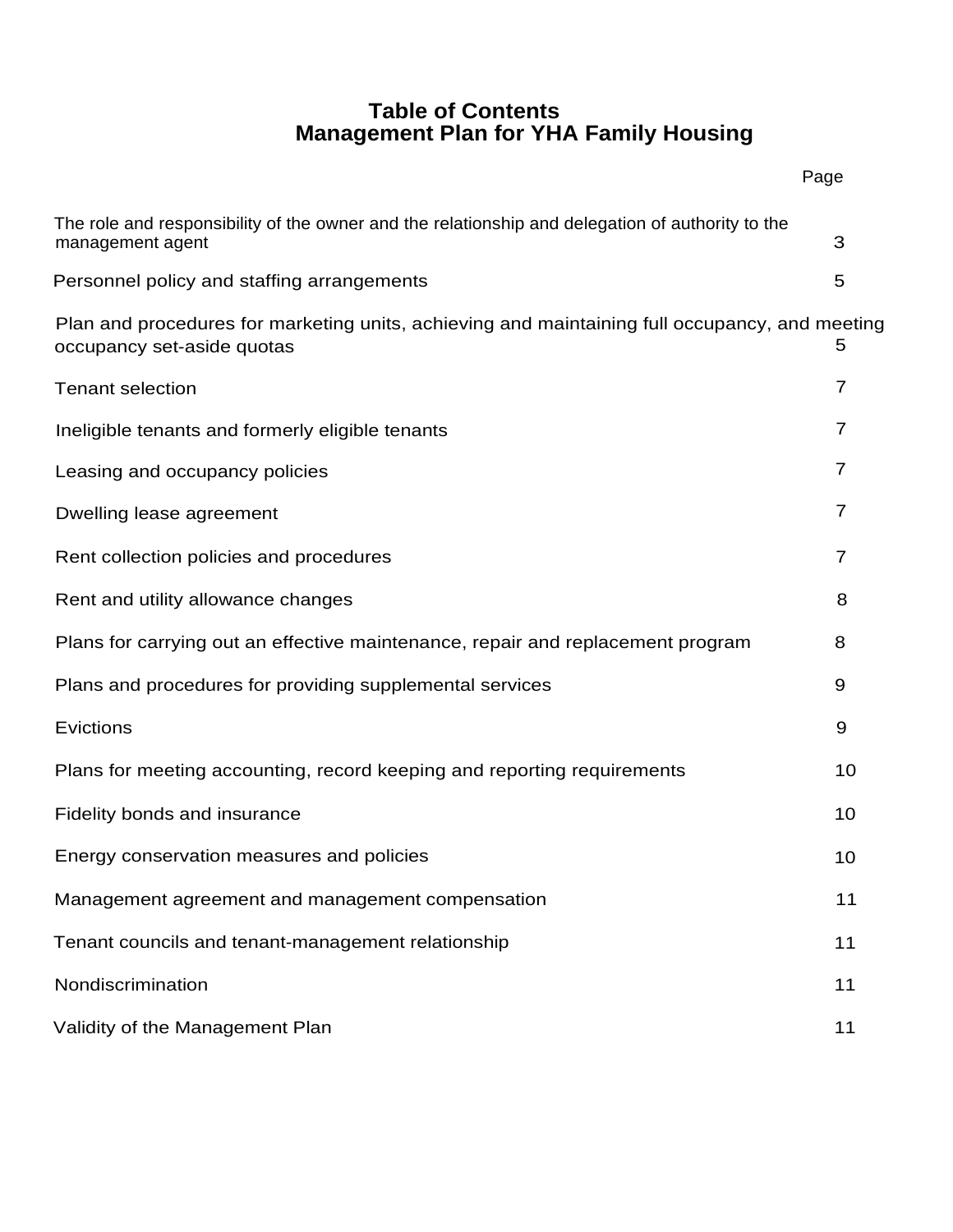# Table of Contents
## Management Plan for YHA Family Housing

| | Page |
|---|---|
| The role and responsibility of the owner and the relationship and delegation of authority to the management agent | 3 |
| Personnel policy and staffing arrangements | 5 |
| Plan and procedures for marketing units, achieving and maintaining full occupancy, and meeting occupancy set-aside quotas | 5 |
| Tenant selection | 7 |
| Ineligible tenants and formerly eligible tenants | 7 |
| Leasing and occupancy policies | 7 |
| Dwelling lease agreement | 7 |
| Rent collection policies and procedures | 7 |
| Rent and utility allowance changes | 8 |
| Plans for carrying out an effective maintenance, repair and replacement program | 8 |
| Plans and procedures for providing supplemental services | 9 |
| Evictions | 9 |
| Plans for meeting accounting, record keeping and reporting requirements | 10 |
| Fidelity bonds and insurance | 10 |
| Energy conservation measures and policies | 10 |
| Management agreement and management compensation | 11 |
| Tenant councils and tenant-management relationship | 11 |
| Nondiscrimination | 11 |
| Validity of the Management Plan | 11 |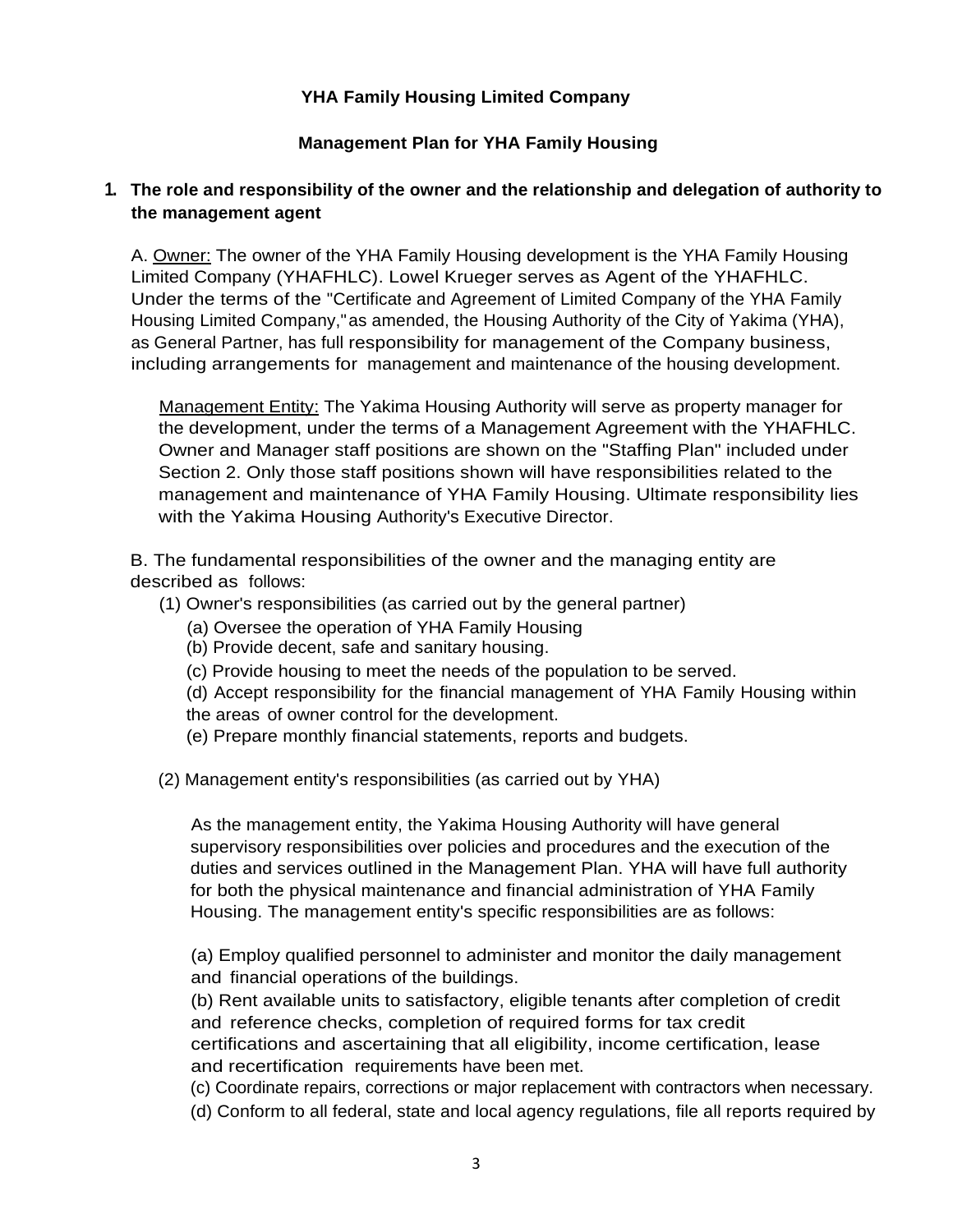**YHA Family Housing Limited Company**

**Management Plan for YHA Family Housing**

1. **The role and responsibility of the owner and the relationship and delegation of authority to the management agent**

A. Owner: The owner of the YHA Family Housing development is the YHA Family Housing Limited Company (YHAFHLC). Lowel Krueger serves as Agent of the YHAFHLC. Under the terms of the "Certificate and Agreement of Limited Company of the YHA Family Housing Limited Company," as amended, the Housing Authority of the City of Yakima (YHA), as General Partner, has full responsibility for management of the Company business, including arrangements for management and maintenance of the housing development.

Management Entity: The Yakima Housing Authority will serve as property manager for the development, under the terms of a Management Agreement with the YHAFHLC. Owner and Manager staff positions are shown on the "Staffing Plan" included under Section 2. Only those staff positions shown will have responsibilities related to the management and maintenance of YHA Family Housing. Ultimate responsibility lies with the Yakima Housing Authority's Executive Director.

B. The fundamental responsibilities of the owner and the managing entity are described as follows:

(1) Owner's responsibilities (as carried out by the general partner)

(a) Oversee the operation of YHA Family Housing
(b) Provide decent, safe and sanitary housing.
(c) Provide housing to meet the needs of the population to be served.
(d) Accept responsibility for the financial management of YHA Family Housing within the areas of owner control for the development.
(e) Prepare monthly financial statements, reports and budgets.

(2) Management entity's responsibilities (as carried out by YHA)

As the management entity, the Yakima Housing Authority will have general supervisory responsibilities over policies and procedures and the execution of the duties and services outlined in the Management Plan. YHA will have full authority for both the physical maintenance and financial administration of YHA Family Housing. The management entity's specific responsibilities are as follows:

(a) Employ qualified personnel to administer and monitor the daily management and financial operations of the buildings.
(b) Rent available units to satisfactory, eligible tenants after completion of credit and reference checks, completion of required forms for tax credit certifications and ascertaining that all eligibility, income certification, lease and recertification requirements have been met.
(c) Coordinate repairs, corrections or major replacement with contractors when necessary.
(d) Conform to all federal, state and local agency regulations, file all reports required by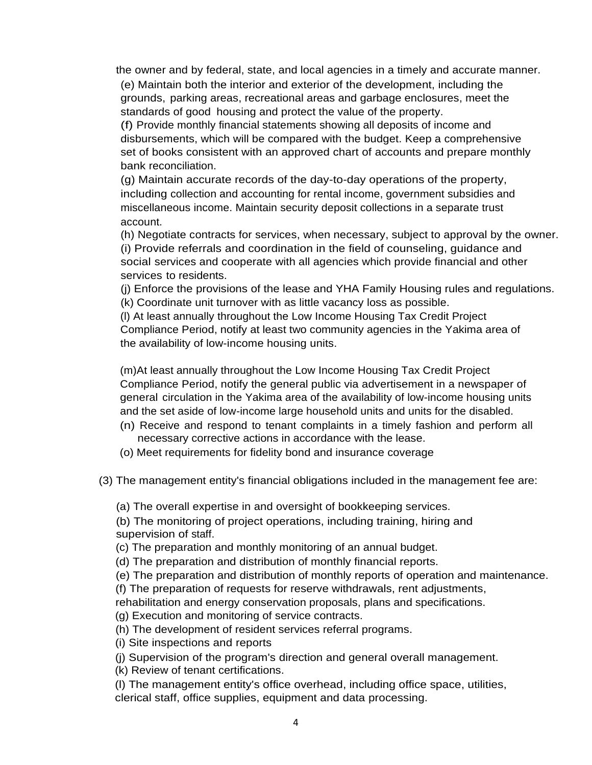the owner and by federal, state, and local agencies in a timely and accurate manner.

(e) Maintain both the interior and exterior of the development, including the grounds, parking areas, recreational areas and garbage enclosures, meet the standards of good housing and protect the value of the property.

(f) Provide monthly financial statements showing all deposits of income and disbursements, which will be compared with the budget. Keep a comprehensive set of books consistent with an approved chart of accounts and prepare monthly bank reconciliation.

(g) Maintain accurate records of the day-to-day operations of the property, including collection and accounting for rental income, government subsidies and miscellaneous income. Maintain security deposit collections in a separate trust account.

(h) Negotiate contracts for services, when necessary, subject to approval by the owner.

(i) Provide referrals and coordination in the field of counseling, guidance and social services and cooperate with all agencies which provide financial and other services to residents.

(j) Enforce the provisions of the lease and YHA Family Housing rules and regulations.

(k) Coordinate unit turnover with as little vacancy loss as possible.

(l) At least annually throughout the Low Income Housing Tax Credit Project Compliance Period, notify at least two community agencies in the Yakima area of the availability of low-income housing units.

(m)At least annually throughout the Low Income Housing Tax Credit Project Compliance Period, notify the general public via advertisement in a newspaper of general circulation in the Yakima area of the availability of low-income housing units and the set aside of low-income large household units and units for the disabled.

(n) Receive and respond to tenant complaints in a timely fashion and perform all necessary corrective actions in accordance with the lease.

(o) Meet requirements for fidelity bond and insurance coverage

(3) The management entity's financial obligations included in the management fee are:

(a) The overall expertise in and oversight of bookkeeping services.

(b) The monitoring of project operations, including training, hiring and supervision of staff.

(c) The preparation and monthly monitoring of an annual budget.

(d) The preparation and distribution of monthly financial reports.

(e) The preparation and distribution of monthly reports of operation and maintenance.

(f) The preparation of requests for reserve withdrawals, rent adjustments, rehabilitation and energy conservation proposals, plans and specifications.

(g) Execution and monitoring of service contracts.

(h) The development of resident services referral programs.

(i) Site inspections and reports

(j) Supervision of the program's direction and general overall management.

(k) Review of tenant certifications.

(l) The management entity's office overhead, including office space, utilities, clerical staff, office supplies, equipment and data processing.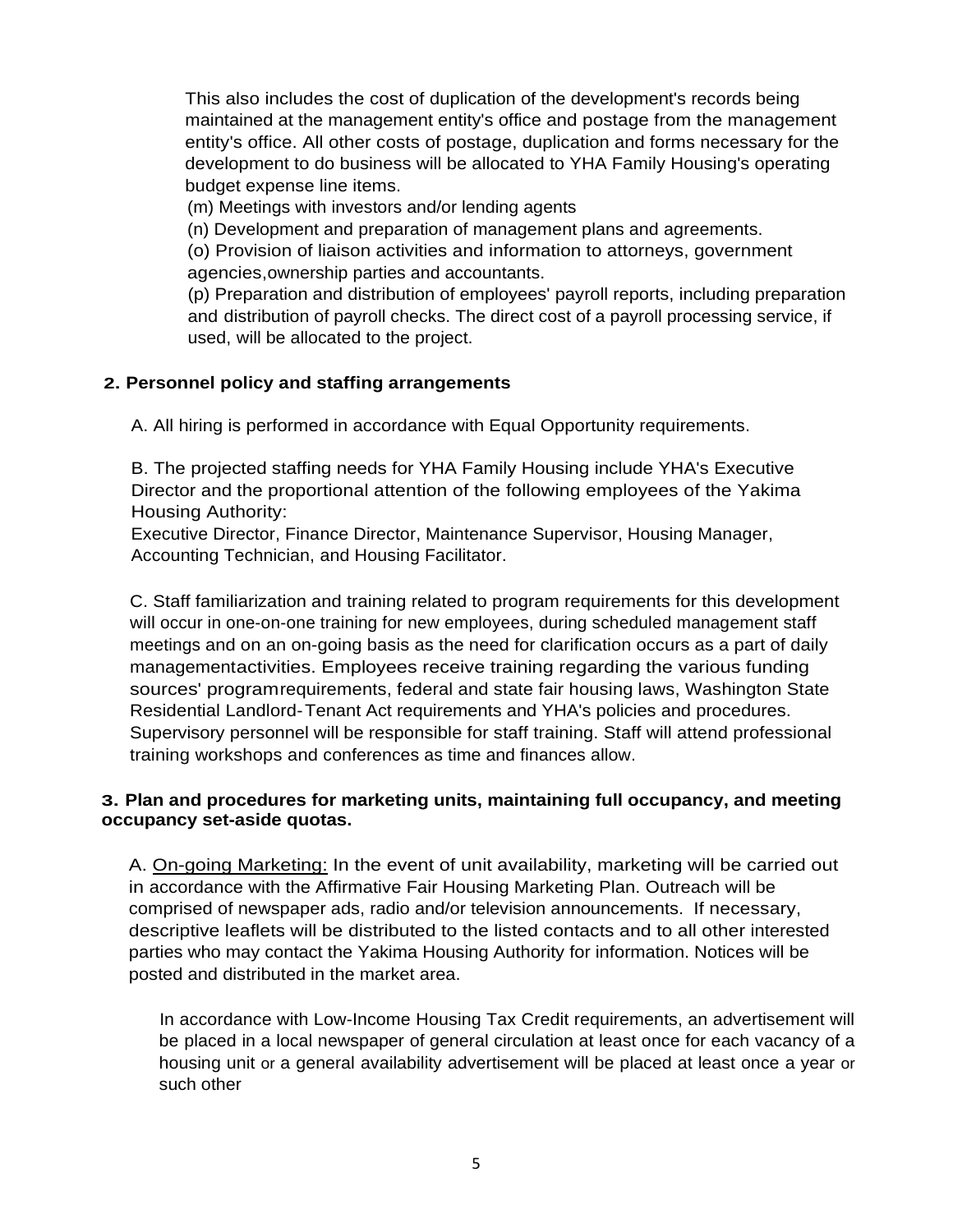This also includes the cost of duplication of the development's records being maintained at the management entity's office and postage from the management entity's office. All other costs of postage, duplication and forms necessary for the development to do business will be allocated to YHA Family Housing's operating budget expense line items.

(m) Meetings with investors and/or lending agents

(n) Development and preparation of management plans and agreements.

(o) Provision of liaison activities and information to attorneys, government agencies,ownership parties and accountants.

(p) Preparation and distribution of employees' payroll reports, including preparation and distribution of payroll checks. The direct cost of a payroll processing service, if used, will be allocated to the project.

**2. Personnel policy and staffing arrangements**

A. All hiring is performed in accordance with Equal Opportunity requirements.

B. The projected staffing needs for YHA Family Housing include YHA's Executive Director and the proportional attention of the following employees of the Yakima Housing Authority:
Executive Director, Finance Director, Maintenance Supervisor, Housing Manager, Accounting Technician, and Housing Facilitator.

C. Staff familiarization and training related to program requirements for this development will occur in one-on-one training for new employees, during scheduled management staff meetings and on an on-going basis as the need for clarification occurs as a part of daily managementactivities. Employees receive training regarding the various funding sources' programrequirements, federal and state fair housing laws, Washington State Residential Landlord-Tenant Act requirements and YHA's policies and procedures. Supervisory personnel will be responsible for staff training. Staff will attend professional training workshops and conferences as time and finances allow.

**3. Plan and procedures for marketing units, maintaining full occupancy, and meeting occupancy set-aside quotas.**

A. <u>On-going Marketing:</u> In the event of unit availability, marketing will be carried out in accordance with the Affirmative Fair Housing Marketing Plan. Outreach will be comprised of newspaper ads, radio and/or television announcements. If necessary, descriptive leaflets will be distributed to the listed contacts and to all other interested parties who may contact the Yakima Housing Authority for information. Notices will be posted and distributed in the market area.

In accordance with Low-Income Housing Tax Credit requirements, an advertisement will be placed in a local newspaper of general circulation at least once for each vacancy of a housing unit or a general availability advertisement will be placed at least once a year or such other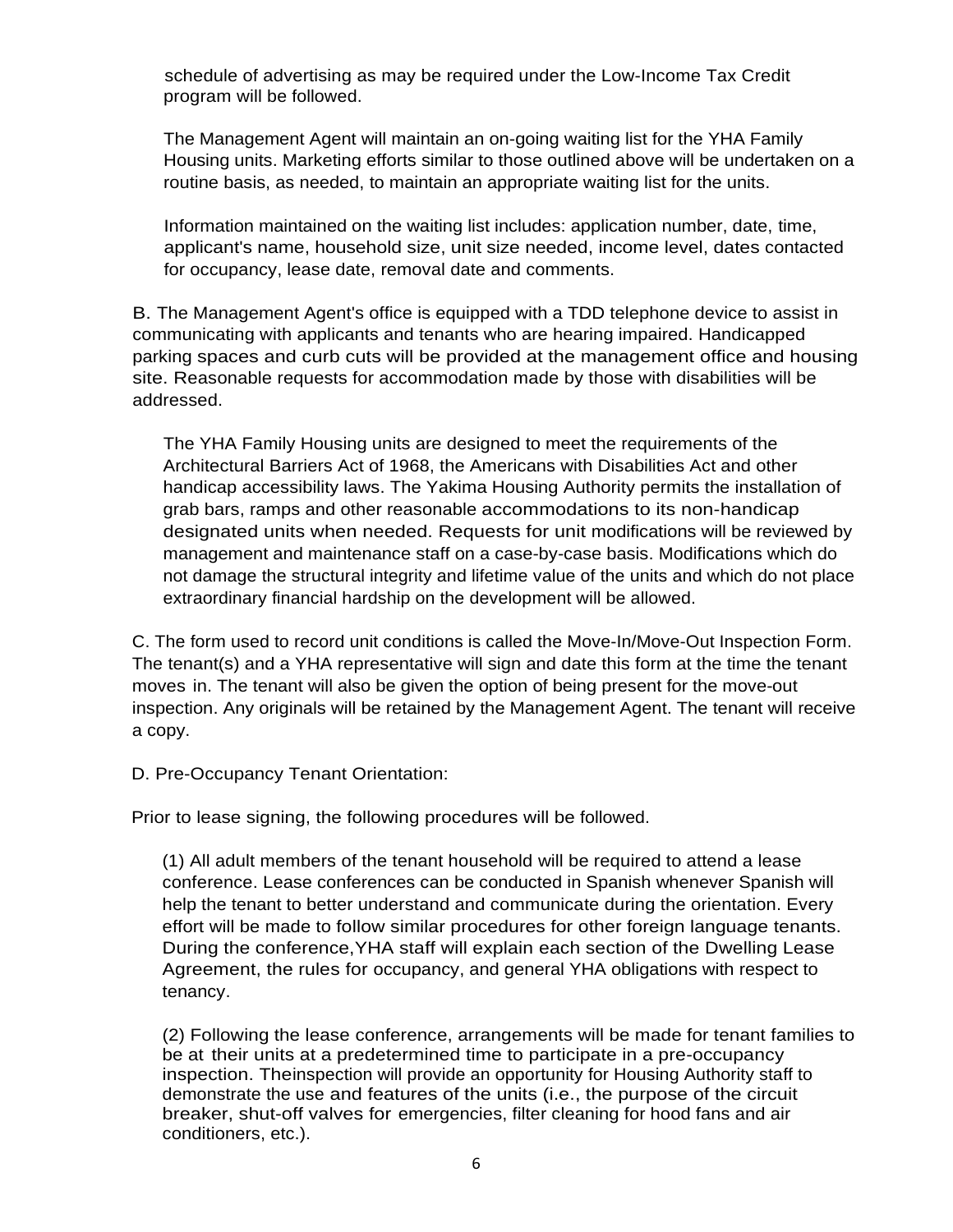schedule of advertising as may be required under the Low-Income Tax Credit program will be followed.

The Management Agent will maintain an on-going waiting list for the YHA Family Housing units. Marketing efforts similar to those outlined above will be undertaken on a routine basis, as needed, to maintain an appropriate waiting list for the units.

Information maintained on the waiting list includes: application number, date, time, applicant's name, household size, unit size needed, income level, dates contacted for occupancy, lease date, removal date and comments.

B. The Management Agent's office is equipped with a TDD telephone device to assist in communicating with applicants and tenants who are hearing impaired. Handicapped parking spaces and curb cuts will be provided at the management office and housing site. Reasonable requests for accommodation made by those with disabilities will be addressed.

The YHA Family Housing units are designed to meet the requirements of the Architectural Barriers Act of 1968, the Americans with Disabilities Act and other handicap accessibility laws. The Yakima Housing Authority permits the installation of grab bars, ramps and other reasonable accommodations to its non-handicap designated units when needed. Requests for unit modifications will be reviewed by management and maintenance staff on a case-by-case basis. Modifications which do not damage the structural integrity and lifetime value of the units and which do not place extraordinary financial hardship on the development will be allowed.

C. The form used to record unit conditions is called the Move-In/Move-Out Inspection Form. The tenant(s) and a YHA representative will sign and date this form at the time the tenant moves in. The tenant will also be given the option of being present for the move-out inspection. Any originals will be retained by the Management Agent. The tenant will receive a copy.

D. Pre-Occupancy Tenant Orientation:

Prior to lease signing, the following procedures will be followed.

(1) All adult members of the tenant household will be required to attend a lease conference. Lease conferences can be conducted in Spanish whenever Spanish will help the tenant to better understand and communicate during the orientation. Every effort will be made to follow similar procedures for other foreign language tenants. During the conference,YHA staff will explain each section of the Dwelling Lease Agreement, the rules for occupancy, and general YHA obligations with respect to tenancy.

(2) Following the lease conference, arrangements will be made for tenant families to be at their units at a predetermined time to participate in a pre-occupancy inspection. Theinspection will provide an opportunity for Housing Authority staff to demonstrate the use and features of the units (i.e., the purpose of the circuit breaker, shut-off valves for emergencies, filter cleaning for hood fans and air conditioners, etc.).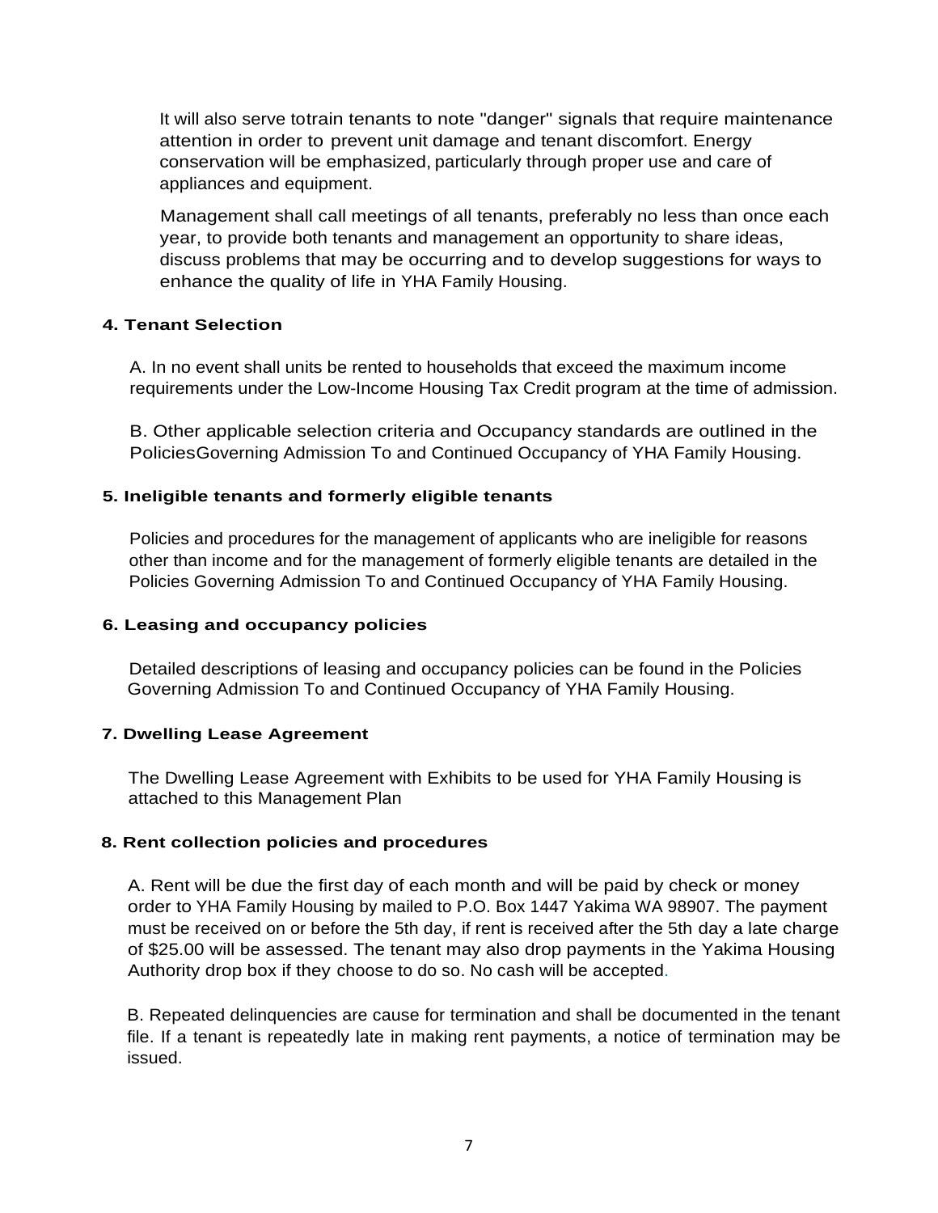It will also serve totrain tenants to note "danger" signals that require maintenance attention in order to prevent unit damage and tenant discomfort. Energy conservation will be emphasized, particularly through proper use and care of appliances and equipment.

Management shall call meetings of all tenants, preferably no less than once each year, to provide both tenants and management an opportunity to share ideas, discuss problems that may be occurring and to develop suggestions for ways to enhance the quality of life in YHA Family Housing.

**4. Tenant Selection**

A. In no event shall units be rented to households that exceed the maximum income requirements under the Low-Income Housing Tax Credit program at the time of admission.

B. Other applicable selection criteria and Occupancy standards are outlined in the PoliciesGoverning Admission To and Continued Occupancy of YHA Family Housing.

**5. Ineligible tenants and formerly eligible tenants**

Policies and procedures for the management of applicants who are ineligible for reasons other than income and for the management of formerly eligible tenants are detailed in the Policies Governing Admission To and Continued Occupancy of YHA Family Housing.

**6. Leasing and occupancy policies**

Detailed descriptions of leasing and occupancy policies can be found in the Policies Governing Admission To and Continued Occupancy of YHA Family Housing.

**7. Dwelling Lease Agreement**

The Dwelling Lease Agreement with Exhibits to be used for YHA Family Housing is attached to this Management Plan

**8. Rent collection policies and procedures**

A. Rent will be due the first day of each month and will be paid by check or money order to YHA Family Housing by mailed to P.O. Box 1447 Yakima WA 98907. The payment must be received on or before the 5th day, if rent is received after the 5th day a late charge of $25.00 will be assessed. The tenant may also drop payments in the Yakima Housing Authority drop box if they choose to do so. No cash will be accepted.

B. Repeated delinquencies are cause for termination and shall be documented in the tenant file. If a tenant is repeatedly late in making rent payments, a notice of termination may be issued.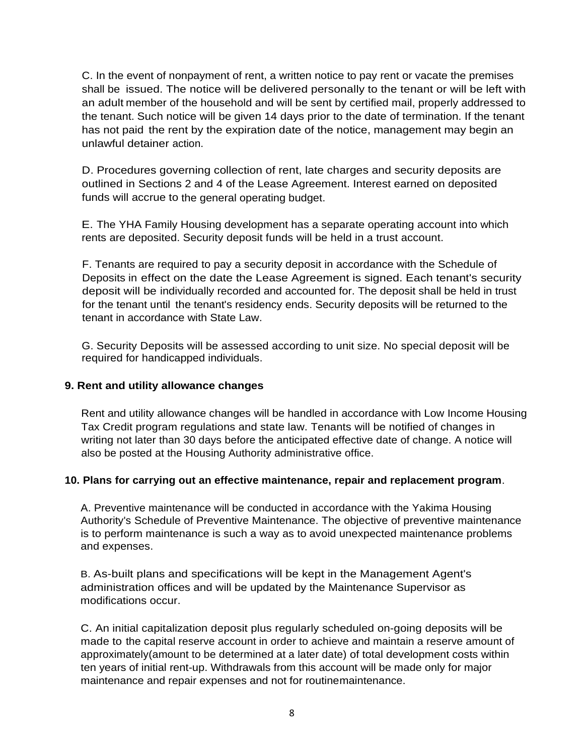C. In the event of nonpayment of rent, a written notice to pay rent or vacate the premises shall be issued. The notice will be delivered personally to the tenant or will be left with an adult member of the household and will be sent by certified mail, properly addressed to the tenant. Such notice will be given 14 days prior to the date of termination. If the tenant has not paid the rent by the expiration date of the notice, management may begin an unlawful detainer action.

D. Procedures governing collection of rent, late charges and security deposits are outlined in Sections 2 and 4 of the Lease Agreement. Interest earned on deposited funds will accrue to the general operating budget.

E. The YHA Family Housing development has a separate operating account into which rents are deposited. Security deposit funds will be held in a trust account.

F. Tenants are required to pay a security deposit in accordance with the Schedule of Deposits in effect on the date the Lease Agreement is signed. Each tenant's security deposit will be individually recorded and accounted for. The deposit shall be held in trust for the tenant until the tenant's residency ends. Security deposits will be returned to the tenant in accordance with State Law.

G. Security Deposits will be assessed according to unit size. No special deposit will be required for handicapped individuals.

**9. Rent and utility allowance changes**

Rent and utility allowance changes will be handled in accordance with Low Income Housing Tax Credit program regulations and state law. Tenants will be notified of changes in writing not later than 30 days before the anticipated effective date of change. A notice will also be posted at the Housing Authority administrative office.

**10. Plans for carrying out an effective maintenance, repair and replacement program**.

A. Preventive maintenance will be conducted in accordance with the Yakima Housing Authority's Schedule of Preventive Maintenance. The objective of preventive maintenance is to perform maintenance is such a way as to avoid unexpected maintenance problems and expenses.

B. As-built plans and specifications will be kept in the Management Agent's administration offices and will be updated by the Maintenance Supervisor as modifications occur.

C. An initial capitalization deposit plus regularly scheduled on-going deposits will be made to the capital reserve account in order to achieve and maintain a reserve amount of approximately(amount to be determined at a later date) of total development costs within ten years of initial rent-up. Withdrawals from this account will be made only for major maintenance and repair expenses and not for routinemaintenance.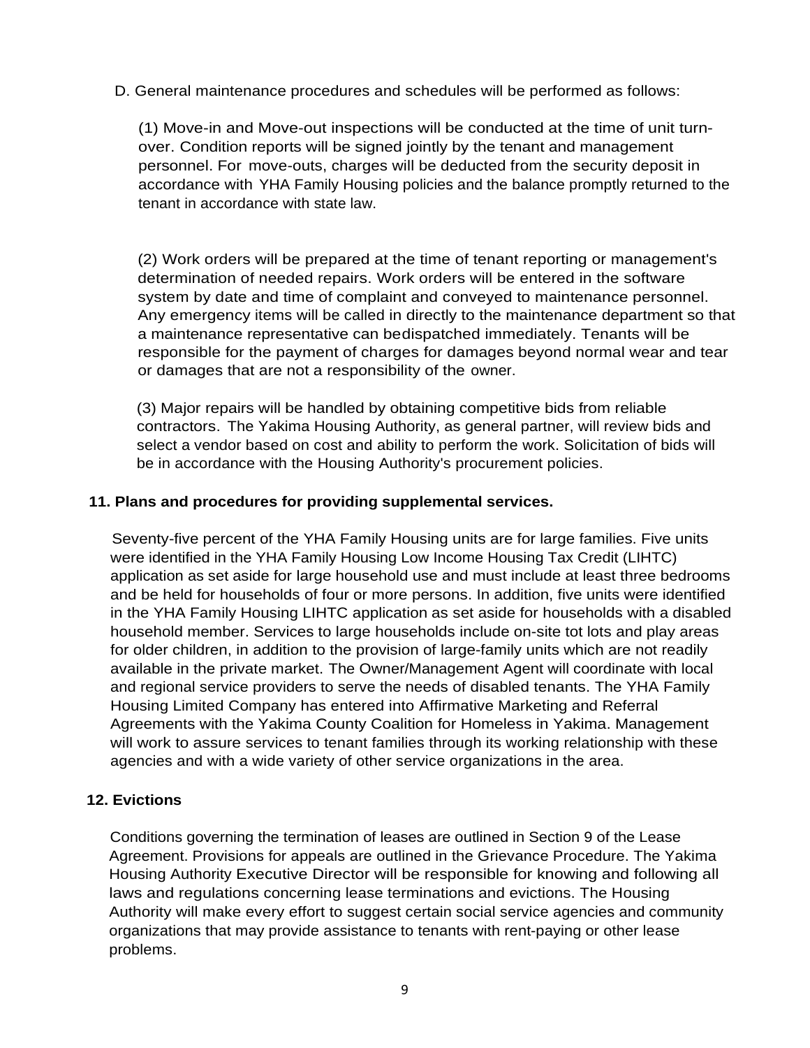D. General maintenance procedures and schedules will be performed as follows:

(1) Move-in and Move-out inspections will be conducted at the time of unit turn-over. Condition reports will be signed jointly by the tenant and management personnel. For move-outs, charges will be deducted from the security deposit in accordance with YHA Family Housing policies and the balance promptly returned to the tenant in accordance with state law.

(2) Work orders will be prepared at the time of tenant reporting or management's determination of needed repairs. Work orders will be entered in the software system by date and time of complaint and conveyed to maintenance personnel. Any emergency items will be called in directly to the maintenance department so that a maintenance representative can bedispatched immediately. Tenants will be responsible for the payment of charges for damages beyond normal wear and tear or damages that are not a responsibility of the owner.

(3) Major repairs will be handled by obtaining competitive bids from reliable contractors. The Yakima Housing Authority, as general partner, will review bids and select a vendor based on cost and ability to perform the work. Solicitation of bids will be in accordance with the Housing Authority's procurement policies.

**11. Plans and procedures for providing supplemental services.**

Seventy-five percent of the YHA Family Housing units are for large families. Five units were identified in the YHA Family Housing Low Income Housing Tax Credit (LIHTC) application as set aside for large household use and must include at least three bedrooms and be held for households of four or more persons. In addition, five units were identified in the YHA Family Housing LIHTC application as set aside for households with a disabled household member. Services to large households include on-site tot lots and play areas for older children, in addition to the provision of large-family units which are not readily available in the private market. The Owner/Management Agent will coordinate with local and regional service providers to serve the needs of disabled tenants. The YHA Family Housing Limited Company has entered into Affirmative Marketing and Referral Agreements with the Yakima County Coalition for Homeless in Yakima. Management will work to assure services to tenant families through its working relationship with these agencies and with a wide variety of other service organizations in the area.

**12. Evictions**

Conditions governing the termination of leases are outlined in Section 9 of the Lease Agreement. Provisions for appeals are outlined in the Grievance Procedure. The Yakima Housing Authority Executive Director will be responsible for knowing and following all laws and regulations concerning lease terminations and evictions. The Housing Authority will make every effort to suggest certain social service agencies and community organizations that may provide assistance to tenants with rent-paying or other lease problems.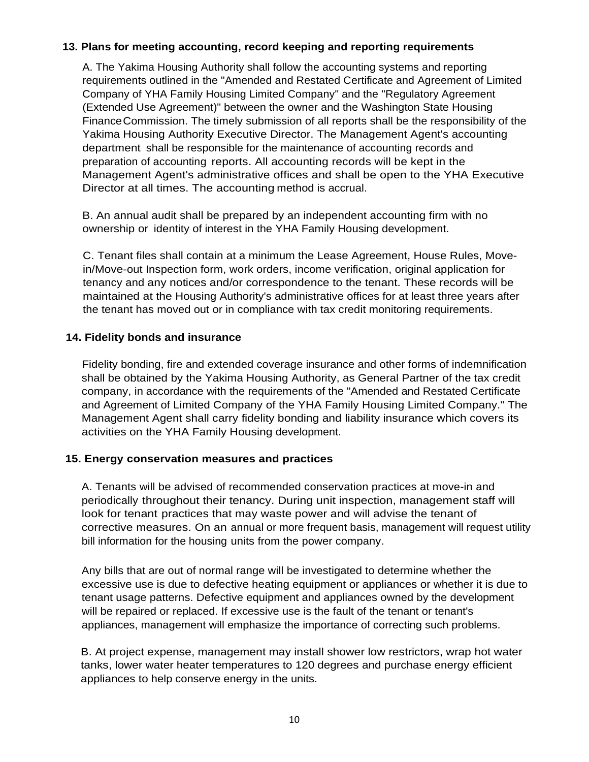### 13. Plans for meeting accounting, record keeping and reporting requirements

A. The Yakima Housing Authority shall follow the accounting systems and reporting requirements outlined in the "Amended and Restated Certificate and Agreement of Limited Company of YHA Family Housing Limited Company" and the "Regulatory Agreement (Extended Use Agreement)" between the owner and the Washington State Housing Finance Commission. The timely submission of all reports shall be the responsibility of the Yakima Housing Authority Executive Director. The Management Agent's accounting department shall be responsible for the maintenance of accounting records and preparation of accounting reports. All accounting records will be kept in the Management Agent's administrative offices and shall be open to the YHA Executive Director at all times. The accounting method is accrual.

B. An annual audit shall be prepared by an independent accounting firm with no ownership or identity of interest in the YHA Family Housing development.

C. Tenant files shall contain at a minimum the Lease Agreement, House Rules, Move-in/Move-out Inspection form, work orders, income verification, original application for tenancy and any notices and/or correspondence to the tenant. These records will be maintained at the Housing Authority's administrative offices for at least three years after the tenant has moved out or in compliance with tax credit monitoring requirements.

### 14. Fidelity bonds and insurance

Fidelity bonding, fire and extended coverage insurance and other forms of indemnification shall be obtained by the Yakima Housing Authority, as General Partner of the tax credit company, in accordance with the requirements of the "Amended and Restated Certificate and Agreement of Limited Company of the YHA Family Housing Limited Company." The Management Agent shall carry fidelity bonding and liability insurance which covers its activities on the YHA Family Housing development.

### 15. Energy conservation measures and practices

A. Tenants will be advised of recommended conservation practices at move-in and periodically throughout their tenancy. During unit inspection, management staff will look for tenant practices that may waste power and will advise the tenant of corrective measures. On an annual or more frequent basis, management will request utility bill information for the housing units from the power company.

Any bills that are out of normal range will be investigated to determine whether the excessive use is due to defective heating equipment or appliances or whether it is due to tenant usage patterns. Defective equipment and appliances owned by the development will be repaired or replaced. If excessive use is the fault of the tenant or tenant's appliances, management will emphasize the importance of correcting such problems.

B. At project expense, management may install shower low restrictors, wrap hot water tanks, lower water heater temperatures to 120 degrees and purchase energy efficient appliances to help conserve energy in the units.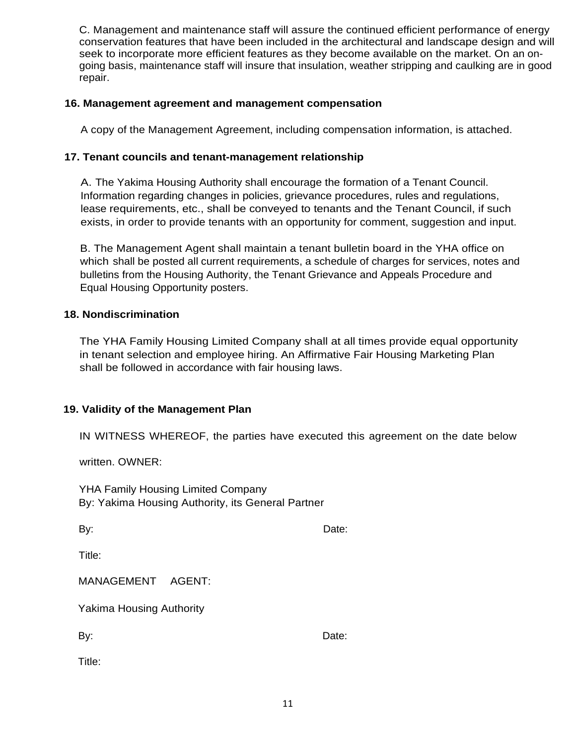C. Management and maintenance staff will assure the continued efficient performance of energy conservation features that have been included in the architectural and landscape design and will seek to incorporate more efficient features as they become available on the market. On an on-going basis, maintenance staff will insure that insulation, weather stripping and caulking are in good repair.

**16. Management agreement and management compensation**

A copy of the Management Agreement, including compensation information, is attached.

**17. Tenant councils and tenant-management relationship**

A. The Yakima Housing Authority shall encourage the formation of a Tenant Council. Information regarding changes in policies, grievance procedures, rules and regulations, lease requirements, etc., shall be conveyed to tenants and the Tenant Council, if such exists, in order to provide tenants with an opportunity for comment, suggestion and input.

B. The Management Agent shall maintain a tenant bulletin board in the YHA office on which shall be posted all current requirements, a schedule of charges for services, notes and bulletins from the Housing Authority, the Tenant Grievance and Appeals Procedure and Equal Housing Opportunity posters.

**18. Nondiscrimination**

The YHA Family Housing Limited Company shall at all times provide equal opportunity in tenant selection and employee hiring. An Affirmative Fair Housing Marketing Plan shall be followed in accordance with fair housing laws.

**19. Validity of the Management Plan**

IN WITNESS WHEREOF, the parties have executed this agreement on the date below

written. OWNER:

YHA Family Housing Limited Company
By: Yakima Housing Authority, its General Partner

By: Date:

Title:

MANAGEMENT AGENT:

Yakima Housing Authority

By: Date:

Title: